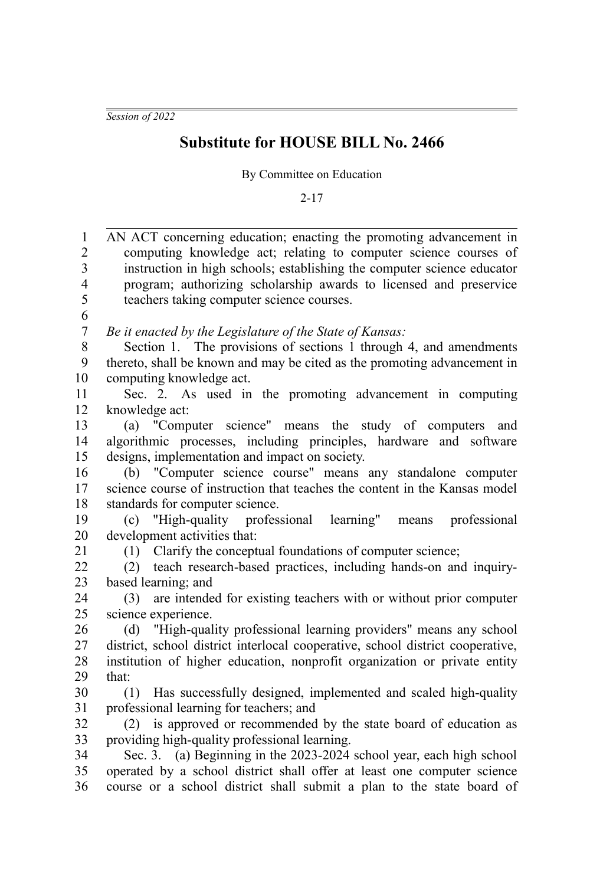*Session of 2022*

# Substitute for HOUSE BILL No. 2466

By Committee on Education

2-17

AN ACT concerning education; enacting the promoting advancement in computing knowledge act; relating to computer science courses of instruction in high schools; establishing the computer science educator program; authorizing scholarship awards to licensed and preservice teachers taking computer science courses.

*Be it enacted by the Legislature of the State of Kansas:*

Section 1. The provisions of sections 1 through 4, and amendments thereto, shall be known and may be cited as the promoting advancement in computing knowledge act.

Sec. 2. As used in the promoting advancement in computing knowledge act:

(a) "Computer science" means the study of computers and algorithmic processes, including principles, hardware and software designs, implementation and impact on society.

(b) "Computer science course" means any standalone computer science course of instruction that teaches the content in the Kansas model standards for computer science.

(c) "High-quality professional learning" means professional development activities that:

(1) Clarify the conceptual foundations of computer science;

(2) teach research-based practices, including hands-on and inquiry-based learning; and

(3) are intended for existing teachers with or without prior computer science experience.

(d) "High-quality professional learning providers" means any school district, school district interlocal cooperative, school district cooperative, institution of higher education, nonprofit organization or private entity that:

(1) Has successfully designed, implemented and scaled high-quality professional learning for teachers; and

(2) is approved or recommended by the state board of education as providing high-quality professional learning.

Sec. 3. (a) Beginning in the 2023-2024 school year, each high school operated by a school district shall offer at least one computer science course or a school district shall submit a plan to the state board of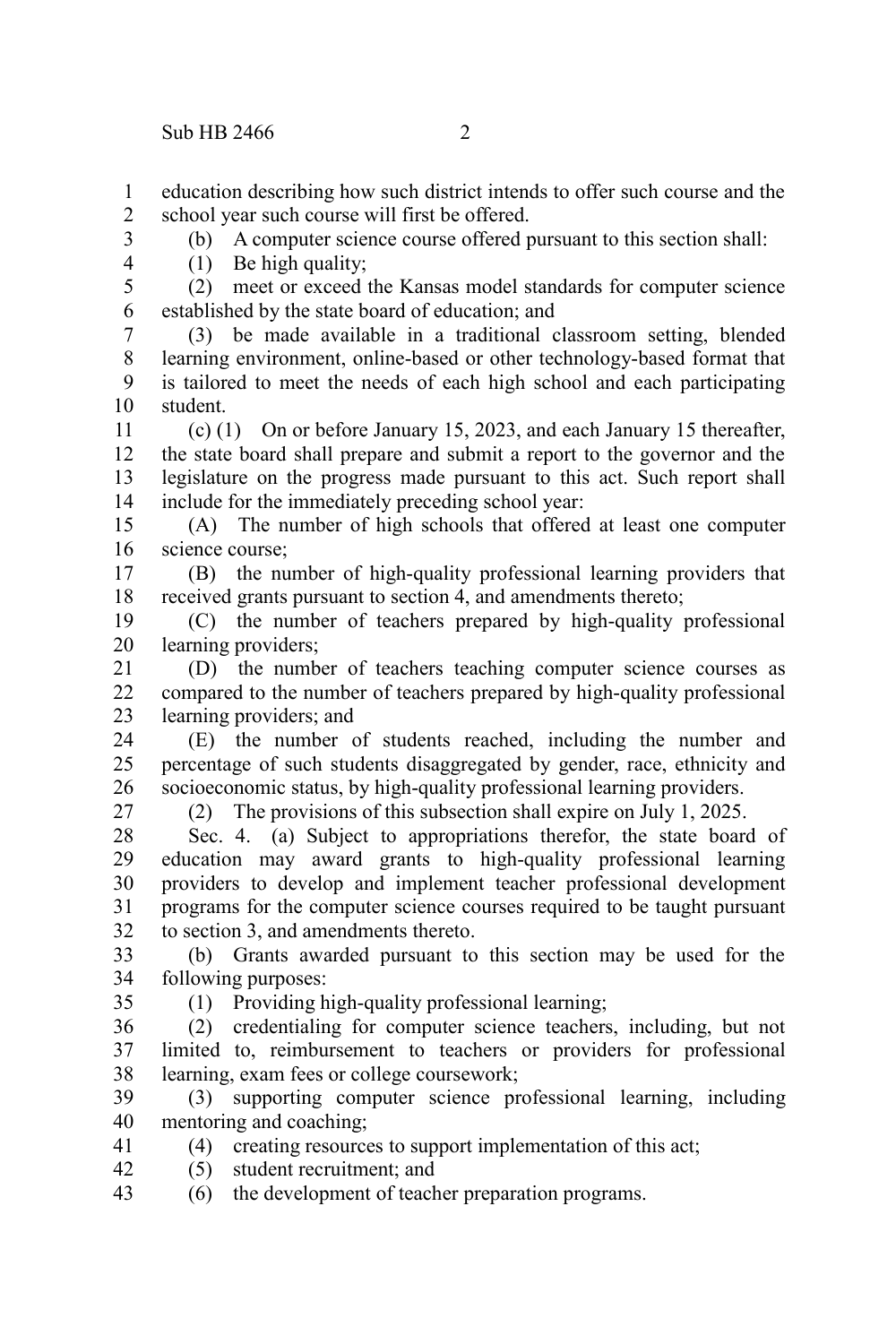education describing how such district intends to offer such course and the school year such course will first be offered.

(b) A computer science course offered pursuant to this section shall:

(1) Be high quality;

(2) meet or exceed the Kansas model standards for computer science established by the state board of education; and

(3) be made available in a traditional classroom setting, blended learning environment, online-based or other technology-based format that is tailored to meet the needs of each high school and each participating student.

(c) (1) On or before January 15, 2023, and each January 15 thereafter, the state board shall prepare and submit a report to the governor and the legislature on the progress made pursuant to this act. Such report shall include for the immediately preceding school year:

(A) The number of high schools that offered at least one computer science course;

(B) the number of high-quality professional learning providers that received grants pursuant to section 4, and amendments thereto;

(C) the number of teachers prepared by high-quality professional learning providers;

(D) the number of teachers teaching computer science courses as compared to the number of teachers prepared by high-quality professional learning providers; and

(E) the number of students reached, including the number and percentage of such students disaggregated by gender, race, ethnicity and socioeconomic status, by high-quality professional learning providers.

(2) The provisions of this subsection shall expire on July 1, 2025.

Sec. 4. (a) Subject to appropriations therefor, the state board of education may award grants to high-quality professional learning providers to develop and implement teacher professional development programs for the computer science courses required to be taught pursuant to section 3, and amendments thereto.

(b) Grants awarded pursuant to this section may be used for the following purposes:

(1) Providing high-quality professional learning;

(2) credentialing for computer science teachers, including, but not limited to, reimbursement to teachers or providers for professional learning, exam fees or college coursework;

(3) supporting computer science professional learning, including mentoring and coaching;

(4) creating resources to support implementation of this act;

(5) student recruitment; and

(6) the development of teacher preparation programs.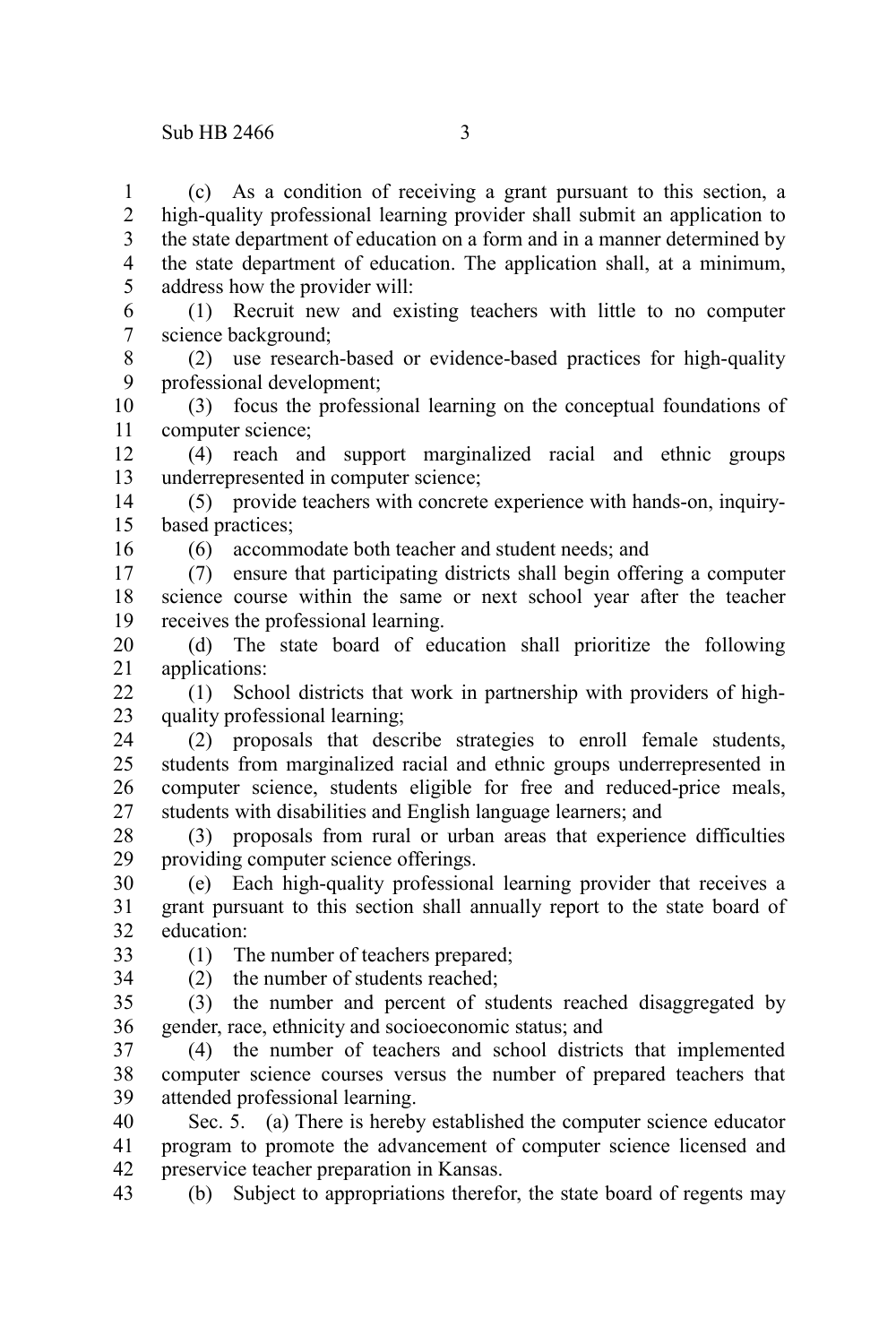(c) As a condition of receiving a grant pursuant to this section, a high-quality professional learning provider shall submit an application to the state department of education on a form and in a manner determined by the state department of education. The application shall, at a minimum, address how the provider will:

(1) Recruit new and existing teachers with little to no computer science background;

(2) use research-based or evidence-based practices for high-quality professional development;

(3) focus the professional learning on the conceptual foundations of computer science;

(4) reach and support marginalized racial and ethnic groups underrepresented in computer science;

(5) provide teachers with concrete experience with hands-on, inquiry-based practices;

(6) accommodate both teacher and student needs; and

(7) ensure that participating districts shall begin offering a computer science course within the same or next school year after the teacher receives the professional learning.

(d) The state board of education shall prioritize the following applications:

(1) School districts that work in partnership with providers of high-quality professional learning;

(2) proposals that describe strategies to enroll female students, students from marginalized racial and ethnic groups underrepresented in computer science, students eligible for free and reduced-price meals, students with disabilities and English language learners; and

(3) proposals from rural or urban areas that experience difficulties providing computer science offerings.

(e) Each high-quality professional learning provider that receives a grant pursuant to this section shall annually report to the state board of education:

(1) The number of teachers prepared;

(2) the number of students reached;

(3) the number and percent of students reached disaggregated by gender, race, ethnicity and socioeconomic status; and

(4) the number of teachers and school districts that implemented computer science courses versus the number of prepared teachers that attended professional learning.

Sec. 5. (a) There is hereby established the computer science educator program to promote the advancement of computer science licensed and preservice teacher preparation in Kansas.

(b) Subject to appropriations therefor, the state board of regents may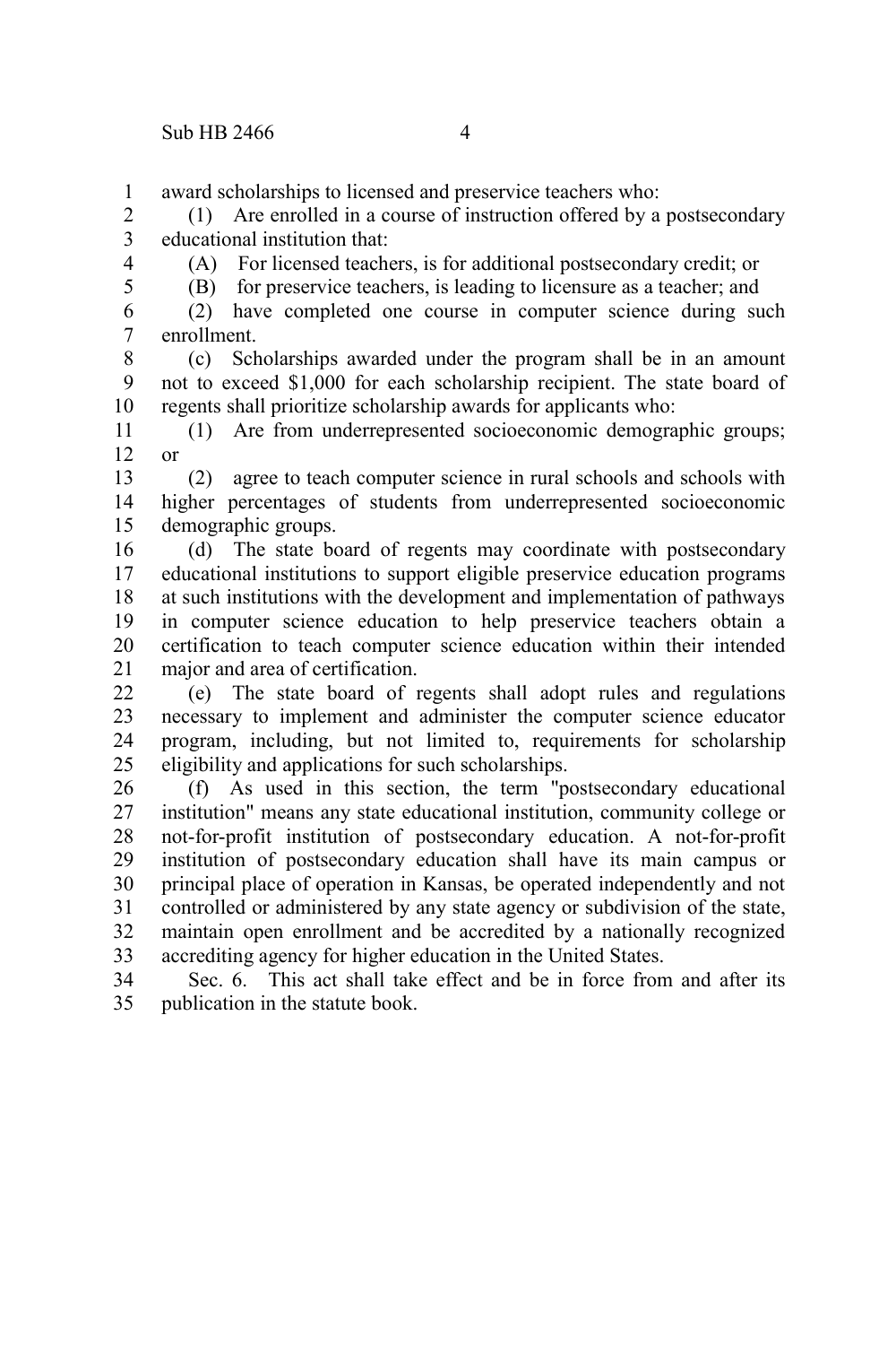award scholarships to licensed and preservice teachers who:

(1) Are enrolled in a course of instruction offered by a postsecondary educational institution that:

(A) For licensed teachers, is for additional postsecondary credit; or

(B) for preservice teachers, is leading to licensure as a teacher; and

(2) have completed one course in computer science during such enrollment.

(c) Scholarships awarded under the program shall be in an amount not to exceed $1,000 for each scholarship recipient. The state board of regents shall prioritize scholarship awards for applicants who:

(1) Are from underrepresented socioeconomic demographic groups; or

(2) agree to teach computer science in rural schools and schools with higher percentages of students from underrepresented socioeconomic demographic groups.

(d) The state board of regents may coordinate with postsecondary educational institutions to support eligible preservice education programs at such institutions with the development and implementation of pathways in computer science education to help preservice teachers obtain a certification to teach computer science education within their intended major and area of certification.

(e) The state board of regents shall adopt rules and regulations necessary to implement and administer the computer science educator program, including, but not limited to, requirements for scholarship eligibility and applications for such scholarships.

(f) As used in this section, the term "postsecondary educational institution" means any state educational institution, community college or not-for-profit institution of postsecondary education. A not-for-profit institution of postsecondary education shall have its main campus or principal place of operation in Kansas, be operated independently and not controlled or administered by any state agency or subdivision of the state, maintain open enrollment and be accredited by a nationally recognized accrediting agency for higher education in the United States.

Sec. 6. This act shall take effect and be in force from and after its publication in the statute book.